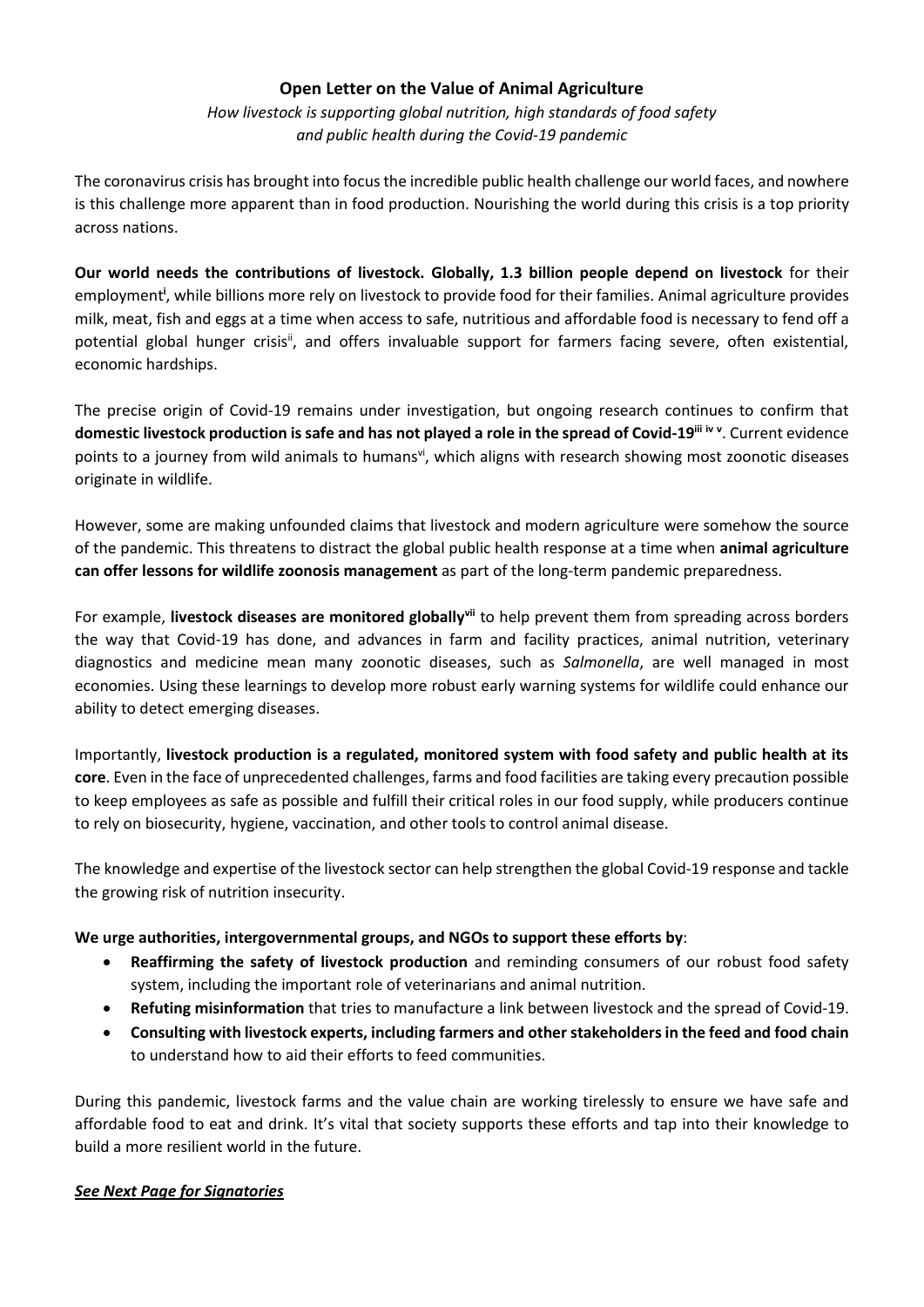# Open Letter on the Value of Animal Agriculture

*How livestock is supporting global nutrition, high standards of food safety and public health during the Covid-19 pandemic*

The coronavirus crisis has brought into focus the incredible public health challenge our world faces, and nowhere is this challenge more apparent than in food production. Nourishing the world during this crisis is a top priority across nations.

**Our world needs the contributions of livestock. Globally, 1.3 billion people depend on livestock** for their employment[i], while billions more rely on livestock to provide food for their families. Animal agriculture provides milk, meat, fish and eggs at a time when access to safe, nutritious and affordable food is necessary to fend off a potential global hunger crisis[ii], and offers invaluable support for farmers facing severe, often existential, economic hardships.

The precise origin of Covid-19 remains under investigation, but ongoing research continues to confirm that **domestic livestock production is safe and has not played a role in the spread of Covid-19**[iii iv v]. Current evidence points to a journey from wild animals to humans[vi], which aligns with research showing most zoonotic diseases originate in wildlife.

However, some are making unfounded claims that livestock and modern agriculture were somehow the source of the pandemic. This threatens to distract the global public health response at a time when **animal agriculture can offer lessons for wildlife zoonosis management** as part of the long-term pandemic preparedness.

For example, **livestock diseases are monitored globally**[vii] to help prevent them from spreading across borders the way that Covid-19 has done, and advances in farm and facility practices, animal nutrition, veterinary diagnostics and medicine mean many zoonotic diseases, such as *Salmonella*, are well managed in most economies. Using these learnings to develop more robust early warning systems for wildlife could enhance our ability to detect emerging diseases.

Importantly, **livestock production is a regulated, monitored system with food safety and public health at its core**. Even in the face of unprecedented challenges, farms and food facilities are taking every precaution possible to keep employees as safe as possible and fulfill their critical roles in our food supply, while producers continue to rely on biosecurity, hygiene, vaccination, and other tools to control animal disease.

The knowledge and expertise of the livestock sector can help strengthen the global Covid-19 response and tackle the growing risk of nutrition insecurity.

**We urge authorities, intergovernmental groups, and NGOs to support these efforts by**:

- **Reaffirming the safety of livestock production** and reminding consumers of our robust food safety system, including the important role of veterinarians and animal nutrition.
- **Refuting misinformation** that tries to manufacture a link between livestock and the spread of Covid-19.
- **Consulting with livestock experts, including farmers and other stakeholders in the feed and food chain** to understand how to aid their efforts to feed communities.

During this pandemic, livestock farms and the value chain are working tirelessly to ensure we have safe and affordable food to eat and drink. It's vital that society supports these efforts and tap into their knowledge to build a more resilient world in the future.

***See Next Page for Signatories***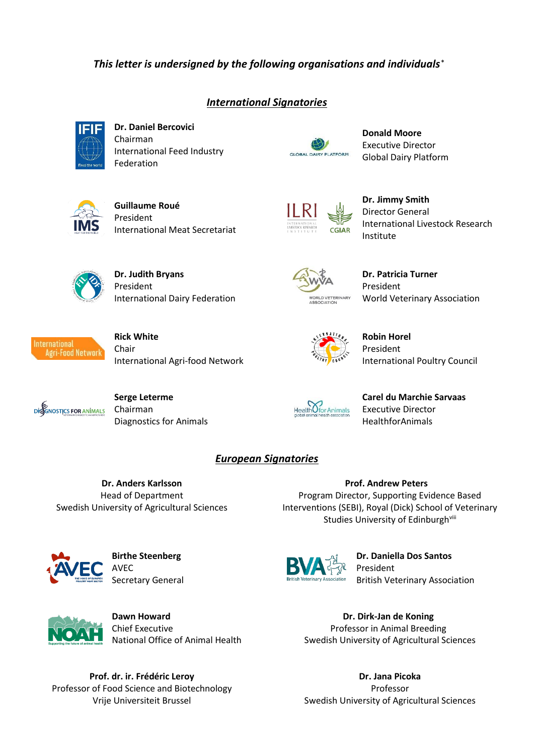*This letter is undersigned by the following organisations and individuals**

## *International Signatories*

**Dr. Daniel Bercovici**
Chairman
International Feed Industry Federation

**Donald Moore**
Executive Director
Global Dairy Platform

**Guillaume Roué**
President
International Meat Secretariat

**Dr. Jimmy Smith**
Director General
International Livestock Research Institute

**Dr. Judith Bryans**
President
International Dairy Federation

**Dr. Patricia Turner**
President
World Veterinary Association

**Rick White**
Chair
International Agri-food Network

**Robin Horel**
President
International Poultry Council

**Serge Leterme**
Chairman
Diagnostics for Animals

**Carel du Marchie Sarvaas**
Executive Director
HealthforAnimals

## *European Signatories*

**Dr. Anders Karlsson**
Head of Department
Swedish University of Agricultural Sciences

**Prof. Andrew Peters**
Program Director, Supporting Evidence Based Interventions (SEBI), Royal (Dick) School of Veterinary Studies University of Edinburgh[viii]

**Birthe Steenberg**
AVEC
Secretary General

**Dr. Daniella Dos Santos**
President
British Veterinary Association

**Dawn Howard**
Chief Executive
National Office of Animal Health

**Dr. Dirk-Jan de Koning**
Professor in Animal Breeding
Swedish University of Agricultural Sciences

**Prof. dr. ir. Frédéric Leroy**
Professor of Food Science and Biotechnology
Vrije Universiteit Brussel

**Dr. Jana Picoka**
Professor
Swedish University of Agricultural Sciences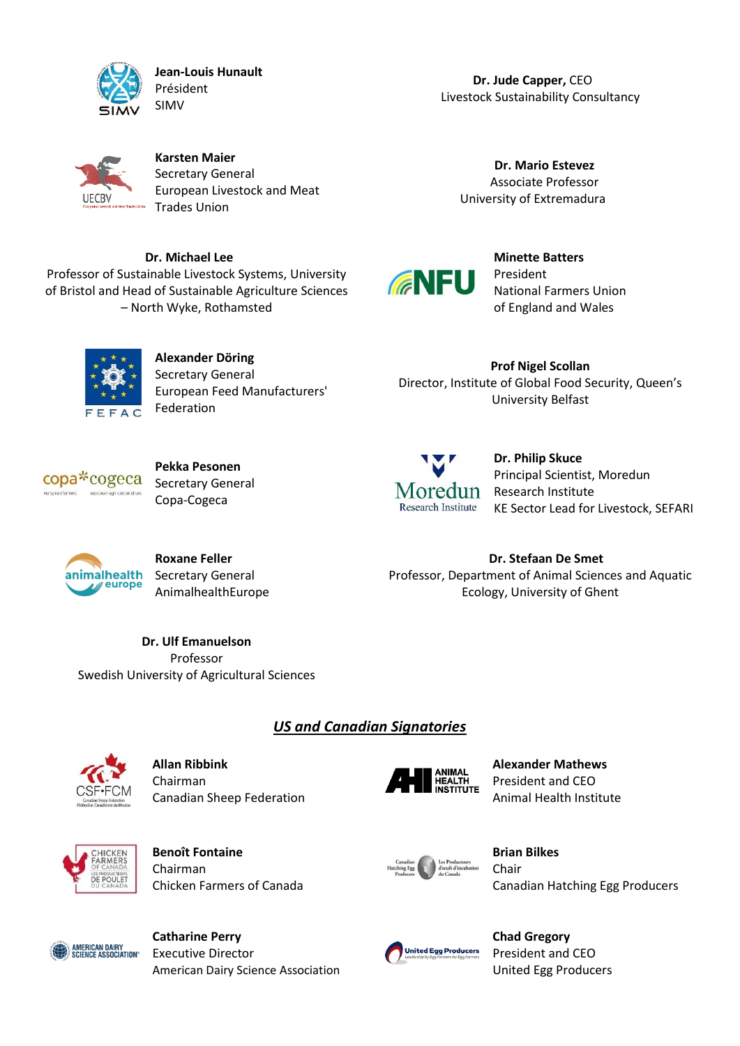**Jean-Louis Hunault**
Président
SIMV

**Dr. Jude Capper,** CEO
Livestock Sustainability Consultancy

**Karsten Maier**
Secretary General
European Livestock and Meat Trades Union

**Dr. Mario Estevez**
Associate Professor
University of Extremadura

**Dr. Michael Lee**
Professor of Sustainable Livestock Systems, University of Bristol and Head of Sustainable Agriculture Sciences – North Wyke, Rothamsted

**Minette Batters**
President
National Farmers Union of England and Wales

**Alexander Döring**
Secretary General
European Feed Manufacturers' Federation

**Prof Nigel Scollan**
Director, Institute of Global Food Security, Queen's University Belfast

**Pekka Pesonen**
Secretary General
Copa-Cogeca

**Dr. Philip Skuce**
Principal Scientist, Moredun Research Institute
KE Sector Lead for Livestock, SEFARI

**Roxane Feller**
Secretary General
AnimalhealthEurope

**Dr. Stefaan De Smet**
Professor, Department of Animal Sciences and Aquatic Ecology, University of Ghent

**Dr. Ulf Emanuelson**
Professor
Swedish University of Agricultural Sciences

## *US and Canadian Signatories*

**Allan Ribbink**
Chairman
Canadian Sheep Federation

**Alexander Mathews**
President and CEO
Animal Health Institute

**Benoît Fontaine**
Chairman
Chicken Farmers of Canada

**Brian Bilkes**
Chair
Canadian Hatching Egg Producers

**Catharine Perry**
Executive Director
American Dairy Science Association

**Chad Gregory**
President and CEO
United Egg Producers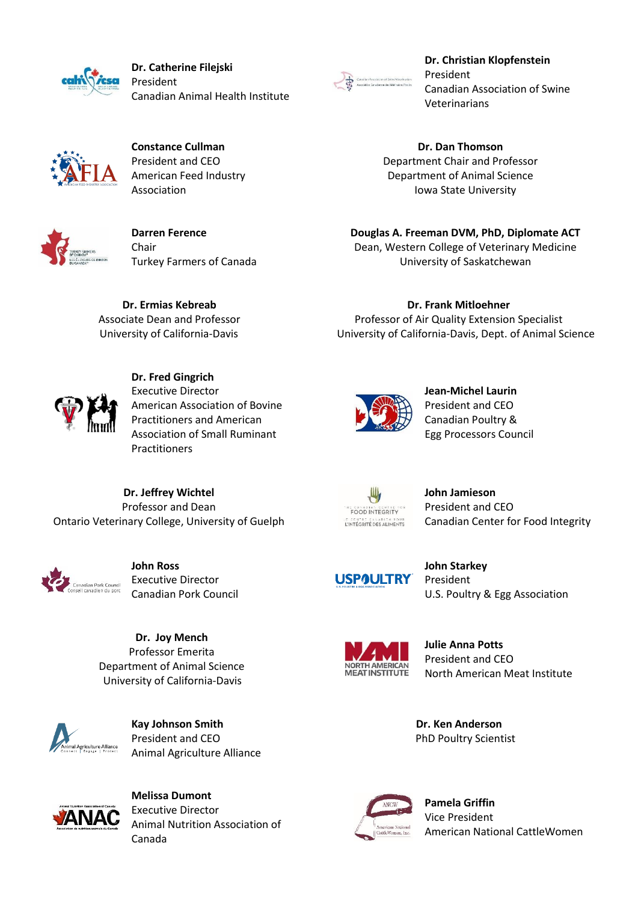**Dr. Catherine Filejski**
President
Canadian Animal Health Institute

**Dr. Christian Klopfenstein**
President
Canadian Association of Swine Veterinarians

**Constance Cullman**
President and CEO
American Feed Industry Association

**Dr. Dan Thomson**
Department Chair and Professor
Department of Animal Science
Iowa State University

**Darren Ference**
Chair
Turkey Farmers of Canada

**Douglas A. Freeman DVM, PhD, Diplomate ACT**
Dean, Western College of Veterinary Medicine
University of Saskatchewan

**Dr. Ermias Kebreab**
Associate Dean and Professor
University of California-Davis

**Dr. Frank Mitloehner**
Professor of Air Quality Extension Specialist
University of California-Davis, Dept. of Animal Science

**Dr. Fred Gingrich**
Executive Director
American Association of Bovine Practitioners and American Association of Small Ruminant Practitioners

**Jean-Michel Laurin**
President and CEO
Canadian Poultry & Egg Processors Council

**Dr. Jeffrey Wichtel**
Professor and Dean
Ontario Veterinary College, University of Guelph

**John Jamieson**
President and CEO
Canadian Center for Food Integrity

**John Ross**
Executive Director
Canadian Pork Council

**John Starkey**
President
U.S. Poultry & Egg Association

**Dr. Joy Mench**
Professor Emerita
Department of Animal Science
University of California-Davis

**Julie Anna Potts**
President and CEO
North American Meat Institute

**Kay Johnson Smith**
President and CEO
Animal Agriculture Alliance

**Dr. Ken Anderson**
PhD Poultry Scientist

**Melissa Dumont**
Executive Director
Animal Nutrition Association of Canada

**Pamela Griffin**
Vice President
American National CattleWomen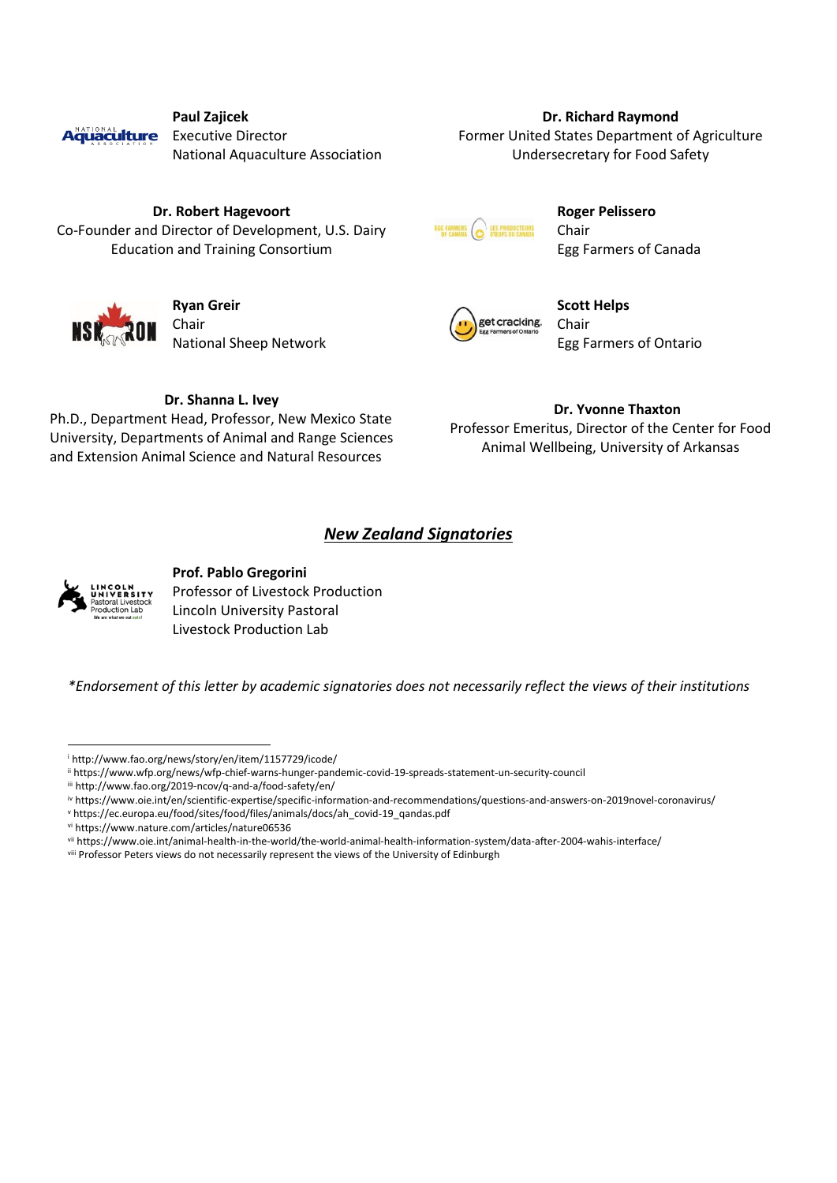**Paul Zajicek**
Executive Director
National Aquaculture Association

**Dr. Richard Raymond**
Former United States Department of Agriculture
Undersecretary for Food Safety

**Dr. Robert Hagevoort**
Co-Founder and Director of Development, U.S. Dairy Education and Training Consortium

**Roger Pelissero**
Chair
Egg Farmers of Canada

**Ryan Greir**
Chair
National Sheep Network

**Scott Helps**
Chair
Egg Farmers of Ontario

**Dr. Shanna L. Ivey**
Ph.D., Department Head, Professor, New Mexico State University, Departments of Animal and Range Sciences and Extension Animal Science and Natural Resources

**Dr. Yvonne Thaxton**
Professor Emeritus, Director of the Center for Food Animal Wellbeing, University of Arkansas

## ***New Zealand Signatories***

**Prof. Pablo Gregorini**
Professor of Livestock Production
Lincoln University Pastoral Livestock Production Lab

*\*Endorsement of this letter by academic signatories does not necessarily reflect the views of their institutions*

---

[i] http://www.fao.org/news/story/en/item/1157729/icode/
[ii] https://www.wfp.org/news/wfp-chief-warns-hunger-pandemic-covid-19-spreads-statement-un-security-council
[iii] http://www.fao.org/2019-ncov/q-and-a/food-safety/en/
[iv] https://www.oie.int/en/scientific-expertise/specific-information-and-recommendations/questions-and-answers-on-2019novel-coronavirus/
[v] https://ec.europa.eu/food/sites/food/files/animals/docs/ah_covid-19_qandas.pdf
[vi] https://www.nature.com/articles/nature06536
[vii] https://www.oie.int/animal-health-in-the-world/the-world-animal-health-information-system/data-after-2004-wahis-interface/
[viii] Professor Peters views do not necessarily represent the views of the University of Edinburgh